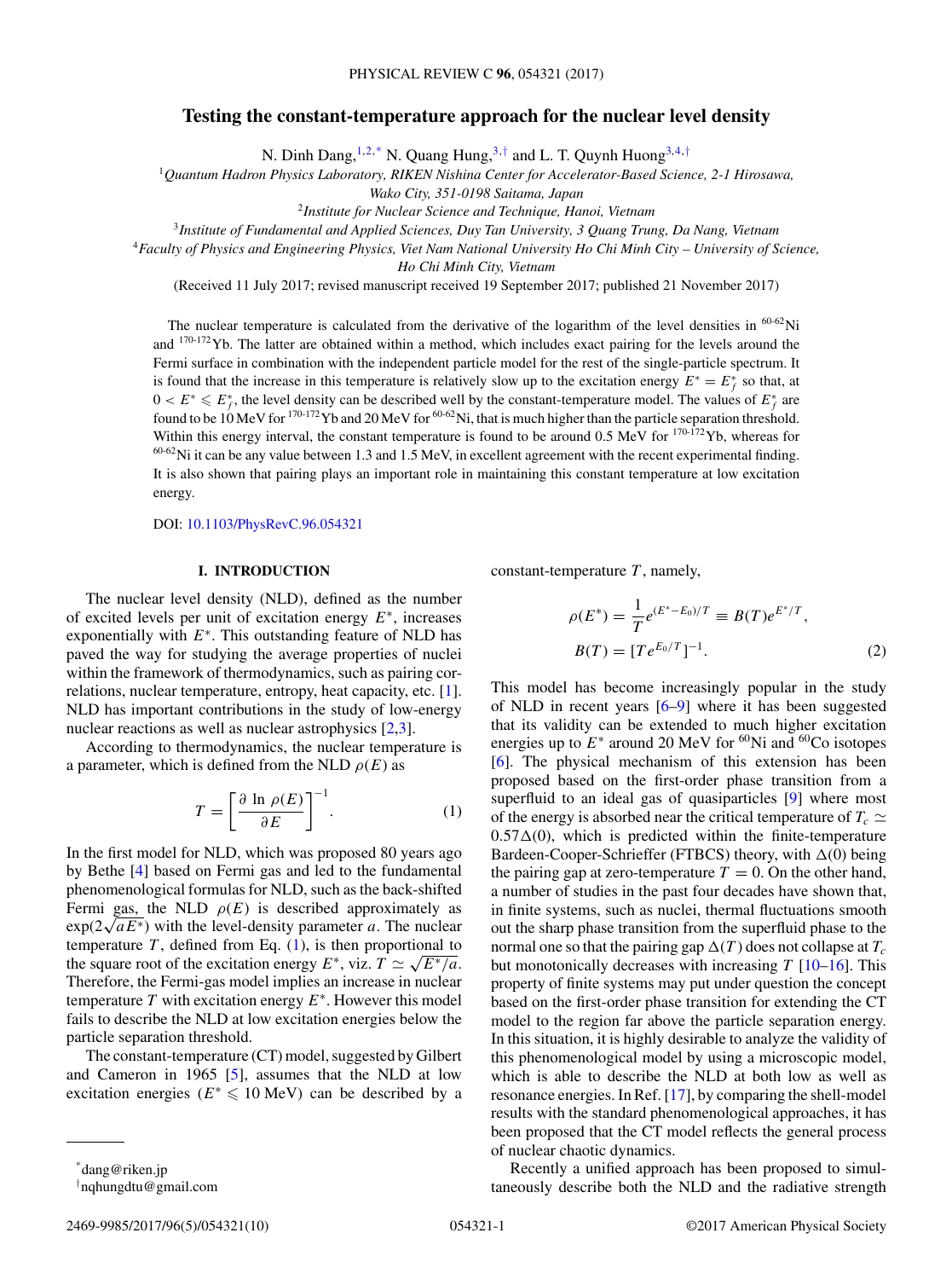# Testing the constant-temperature approach for the nuclear level density

N. Dinh Dang,[1,2,*] N. Quang Hung,[3,†] and L. T. Quynh Huong[3,4,†]

[1]*Quantum Hadron Physics Laboratory, RIKEN Nishina Center for Accelerator-Based Science, 2-1 Hirosawa, Wako City, 351-0198 Saitama, Japan*

[2]*Institute for Nuclear Science and Technique, Hanoi, Vietnam*

[3]*Institute of Fundamental and Applied Sciences, Duy Tan University, 3 Quang Trung, Da Nang, Vietnam*

[4]*Faculty of Physics and Engineering Physics, Viet Nam National University Ho Chi Minh City – University of Science, Ho Chi Minh City, Vietnam*

(Received 11 July 2017; revised manuscript received 19 September 2017; published 21 November 2017)

The nuclear temperature is calculated from the derivative of the logarithm of the level densities in $^{60\text{-}62}$Ni and $^{170\text{-}172}$Yb. The latter are obtained within a method, which includes exact pairing for the levels around the Fermi surface in combination with the independent particle model for the rest of the single-particle spectrum. It is found that the increase in this temperature is relatively slow up to the excitation energy $E^* = E^*_f$ so that, at $0 < E^* \leqslant E^*_f$, the level density can be described well by the constant-temperature model. The values of $E^*_f$ are found to be 10 MeV for $^{170\text{-}172}$Yb and 20 MeV for $^{60\text{-}62}$Ni, that is much higher than the particle separation threshold. Within this energy interval, the constant temperature is found to be around 0.5 MeV for $^{170\text{-}172}$Yb, whereas for $^{60\text{-}62}$Ni it can be any value between 1.3 and 1.5 MeV, in excellent agreement with the recent experimental finding. It is also shown that pairing plays an important role in maintaining this constant temperature at low excitation energy.

DOI: 10.1103/PhysRevC.96.054321

## I. INTRODUCTION

The nuclear level density (NLD), defined as the number of excited levels per unit of excitation energy $E^*$, increases exponentially with $E^*$. This outstanding feature of NLD has paved the way for studying the average properties of nuclei within the framework of thermodynamics, such as pairing correlations, nuclear temperature, entropy, heat capacity, etc. [1]. NLD has important contributions in the study of low-energy nuclear reactions as well as nuclear astrophysics [2,3].

According to thermodynamics, the nuclear temperature is a parameter, which is defined from the NLD $\rho(E)$ as

$$T = \left[\frac{\partial \ln \rho(E)}{\partial E}\right]^{-1}. \tag{1}$$

In the first model for NLD, which was proposed 80 years ago by Bethe [4] based on Fermi gas and led to the fundamental phenomenological formulas for NLD, such as the back-shifted Fermi gas, the NLD $\rho(E)$ is described approximately as $\exp(2\sqrt{aE^*})$ with the level-density parameter $a$. The nuclear temperature $T$, defined from Eq. (1), is then proportional to the square root of the excitation energy $E^*$, viz. $T \simeq \sqrt{E^*/a}$. Therefore, the Fermi-gas model implies an increase in nuclear temperature $T$ with excitation energy $E^*$. However this model fails to describe the NLD at low excitation energies below the particle separation threshold.

The constant-temperature (CT) model, suggested by Gilbert and Cameron in 1965 [5], assumes that the NLD at low excitation energies ($E^* \leqslant 10$ MeV) can be described by a constant-temperature $T$, namely,

$$\rho(E^*) = \frac{1}{T}e^{(E^*-E_0)/T} \equiv B(T)e^{E^*/T},$$
$$B(T) = [Te^{E_0/T}]^{-1}. \tag{2}$$

This model has become increasingly popular in the study of NLD in recent years [6–9] where it has been suggested that its validity can be extended to much higher excitation energies up to $E^*$ around 20 MeV for $^{60}$Ni and $^{60}$Co isotopes [6]. The physical mechanism of this extension has been proposed based on the first-order phase transition from a superfluid to an ideal gas of quasiparticles [9] where most of the energy is absorbed near the critical temperature of $T_c \simeq 0.57\Delta(0)$, which is predicted within the finite-temperature Bardeen-Cooper-Schrieffer (FTBCS) theory, with $\Delta(0)$ being the pairing gap at zero-temperature $T = 0$. On the other hand, a number of studies in the past four decades have shown that, in finite systems, such as nuclei, thermal fluctuations smooth out the sharp phase transition from the superfluid phase to the normal one so that the pairing gap $\Delta(T)$ does not collapse at $T_c$ but monotonically decreases with increasing $T$ [10–16]. This property of finite systems may put under question the concept based on the first-order phase transition for extending the CT model to the region far above the particle separation energy. In this situation, it is highly desirable to analyze the validity of this phenomenological model by using a microscopic model, which is able to describe the NLD at both low as well as resonance energies. In Ref. [17], by comparing the shell-model results with the standard phenomenological approaches, it has been proposed that the CT model reflects the general process of nuclear chaotic dynamics.

Recently a unified approach has been proposed to simultaneously describe both the NLD and the radiative strength

*dang@riken.jp

†nqhungdtu@gmail.com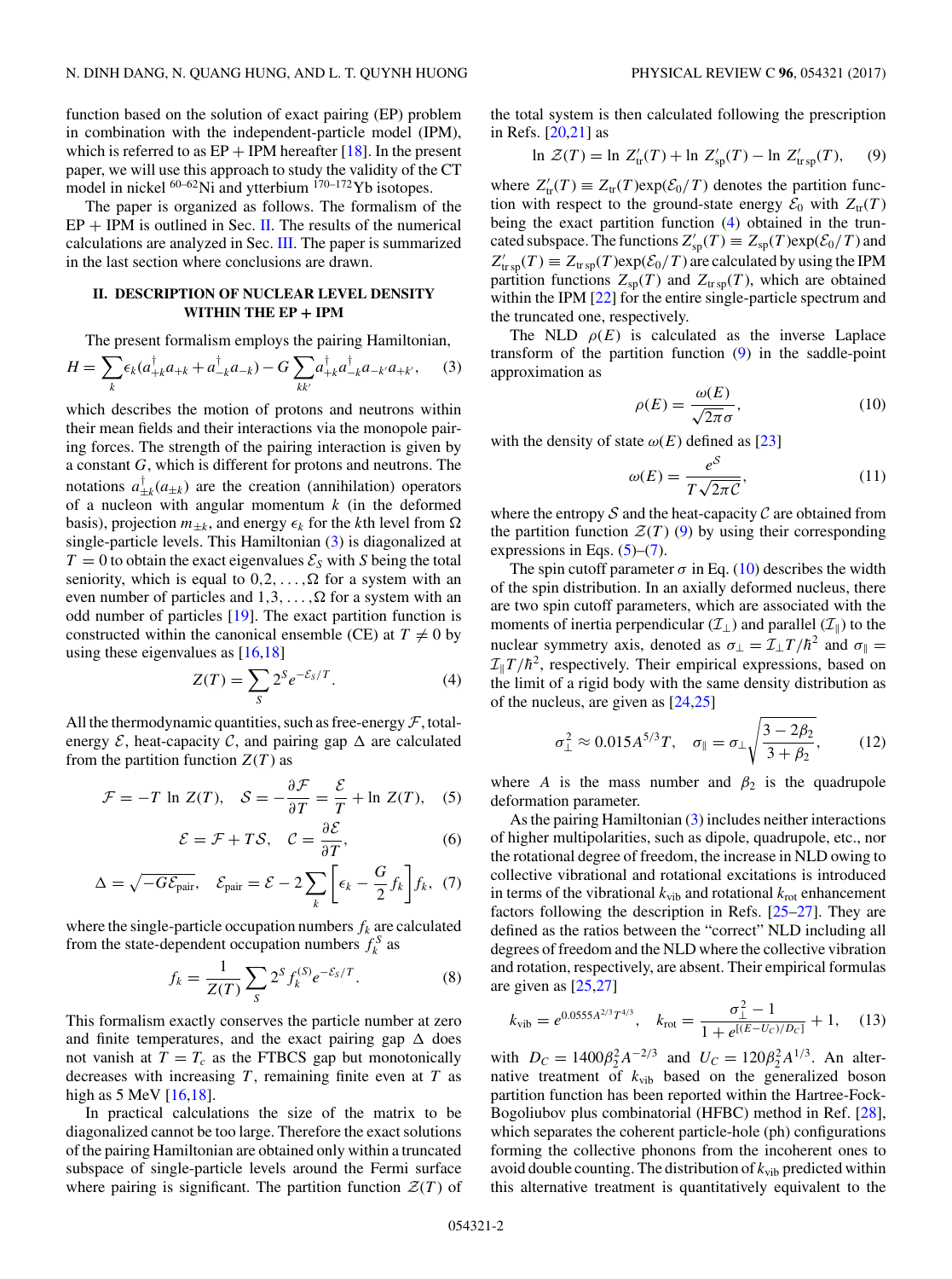function based on the solution of exact pairing (EP) problem in combination with the independent-particle model (IPM), which is referred to as EP + IPM hereafter [18]. In the present paper, we will use this approach to study the validity of the CT model in nickel $^{60-62}$Ni and ytterbium $^{170-172}$Yb isotopes.

The paper is organized as follows. The formalism of the EP + IPM is outlined in Sec. II. The results of the numerical calculations are analyzed in Sec. III. The paper is summarized in the last section where conclusions are drawn.

## II. DESCRIPTION OF NUCLEAR LEVEL DENSITY WITHIN THE EP + IPM

The present formalism employs the pairing Hamiltonian,

$$H = \sum_k \epsilon_k (a_{+k}^\dagger a_{+k} + a_{-k}^\dagger a_{-k}) - G \sum_{kk'} a_{+k}^\dagger a_{-k}^\dagger a_{-k'} a_{+k'}, \quad (3)$$

which describes the motion of protons and neutrons within their mean fields and their interactions via the monopole pairing forces. The strength of the pairing interaction is given by a constant $G$, which is different for protons and neutrons. The notations $a_{\pm k}^\dagger (a_{\pm k})$ are the creation (annihilation) operators of a nucleon with angular momentum $k$ (in the deformed basis), projection $m_{\pm k}$, and energy $\epsilon_k$ for the $k$th level from $\Omega$ single-particle levels. This Hamiltonian (3) is diagonalized at $T = 0$ to obtain the exact eigenvalues $\mathcal{E}_S$ with $S$ being the total seniority, which is equal to $0, 2, \ldots, \Omega$ for a system with an even number of particles and $1, 3, \ldots, \Omega$ for a system with an odd number of particles [19]. The exact partition function is constructed within the canonical ensemble (CE) at $T \neq 0$ by using these eigenvalues as [16,18]

$$Z(T) = \sum_S 2^S e^{-\mathcal{E}_S/T}. \quad (4)$$

All the thermodynamic quantities, such as free-energy $\mathcal{F}$, total-energy $\mathcal{E}$, heat-capacity $\mathcal{C}$, and pairing gap $\Delta$ are calculated from the partition function $Z(T)$ as

$$\mathcal{F} = -T \ln Z(T), \quad \mathcal{S} = -\frac{\partial \mathcal{F}}{\partial T} = \frac{\mathcal{E}}{T} + \ln Z(T), \quad (5)$$

$$\mathcal{E} = \mathcal{F} + T\mathcal{S}, \quad \mathcal{C} = \frac{\partial \mathcal{E}}{\partial T}, \quad (6)$$

$$\Delta = \sqrt{-G\mathcal{E}_{\rm pair}}, \quad \mathcal{E}_{\rm pair} = \mathcal{E} - 2\sum_k \left[\epsilon_k - \frac{G}{2} f_k\right] f_k, \quad (7)$$

where the single-particle occupation numbers $f_k$ are calculated from the state-dependent occupation numbers $f_k^S$ as

$$f_k = \frac{1}{Z(T)} \sum_S 2^S f_k^{(S)} e^{-\mathcal{E}_S/T}. \quad (8)$$

This formalism exactly conserves the particle number at zero and finite temperatures, and the exact pairing gap $\Delta$ does not vanish at $T = T_c$ as the FTBCS gap but monotonically decreases with increasing $T$, remaining finite even at $T$ as high as 5 MeV [16,18].

In practical calculations the size of the matrix to be diagonalized cannot be too large. Therefore the exact solutions of the pairing Hamiltonian are obtained only within a truncated subspace of single-particle levels around the Fermi surface where pairing is significant. The partition function $\mathcal{Z}(T)$ of the total system is then calculated following the prescription in Refs. [20,21] as

$$\ln \mathcal{Z}(T) = \ln Z'_{\rm tr}(T) + \ln Z'_{\rm sp}(T) - \ln Z'_{\rm tr\,sp}(T), \quad (9)$$

where $Z'_{\rm tr}(T) \equiv Z_{\rm tr}(T)\exp(\mathcal{E}_0/T)$ denotes the partition function with respect to the ground-state energy $\mathcal{E}_0$ with $Z_{\rm tr}(T)$ being the exact partition function (4) obtained in the truncated subspace. The functions $Z'_{\rm sp}(T) \equiv Z_{\rm sp}(T)\exp(\mathcal{E}_0/T)$ and $Z'_{\rm tr\,sp}(T) \equiv Z_{\rm tr\,sp}(T)\exp(\mathcal{E}_0/T)$ are calculated by using the IPM partition functions $Z_{\rm sp}(T)$ and $Z_{\rm tr\,sp}(T)$, which are obtained within the IPM [22] for the entire single-particle spectrum and the truncated one, respectively.

The NLD $\rho(E)$ is calculated as the inverse Laplace transform of the partition function (9) in the saddle-point approximation as

$$\rho(E) = \frac{\omega(E)}{\sqrt{2\pi}\sigma}, \quad (10)$$

with the density of state $\omega(E)$ defined as [23]

$$\omega(E) = \frac{e^{\mathcal{S}}}{T\sqrt{2\pi\mathcal{C}}}, \quad (11)$$

where the entropy $\mathcal{S}$ and the heat-capacity $\mathcal{C}$ are obtained from the partition function $\mathcal{Z}(T)$ (9) by using their corresponding expressions in Eqs. (5)–(7).

The spin cutoff parameter $\sigma$ in Eq. (10) describes the width of the spin distribution. In an axially deformed nucleus, there are two spin cutoff parameters, which are associated with the moments of inertia perpendicular ($\mathcal{I}_\perp$) and parallel ($\mathcal{I}_\parallel$) to the nuclear symmetry axis, denoted as $\sigma_\perp = \mathcal{I}_\perp T/\hbar^2$ and $\sigma_\parallel = \mathcal{I}_\parallel T/\hbar^2$, respectively. Their empirical expressions, based on the limit of a rigid body with the same density distribution as of the nucleus, are given as [24,25]

$$\sigma_\perp^2 \approx 0.015 A^{5/3} T, \quad \sigma_\parallel = \sigma_\perp \sqrt{\frac{3 - 2\beta_2}{3 + \beta_2}}, \quad (12)$$

where $A$ is the mass number and $\beta_2$ is the quadrupole deformation parameter.

As the pairing Hamiltonian (3) includes neither interactions of higher multipolarities, such as dipole, quadrupole, etc., nor the rotational degree of freedom, the increase in NLD owing to collective vibrational and rotational excitations is introduced in terms of the vibrational $k_{\rm vib}$ and rotational $k_{\rm rot}$ enhancement factors following the description in Refs. [25–27]. They are defined as the ratios between the "correct" NLD including all degrees of freedom and the NLD where the collective vibration and rotation, respectively, are absent. Their empirical formulas are given as [25,27]

$$k_{\rm vib} = e^{0.0555 A^{2/3} T^{4/3}}, \quad k_{\rm rot} = \frac{\sigma_\perp^2 - 1}{1 + e^{[(E - U_C)/D_C]}} + 1, \quad (13)$$

with $D_C = 1400\beta_2^2 A^{-2/3}$ and $U_C = 120\beta_2^2 A^{1/3}$. An alternative treatment of $k_{\rm vib}$ based on the generalized boson partition function has been reported within the Hartree-Fock-Bogoliubov plus combinatorial (HFBC) method in Ref. [28], which separates the coherent particle-hole (ph) configurations forming the collective phonons from the incoherent ones to avoid double counting. The distribution of $k_{\rm vib}$ predicted within this alternative treatment is quantitatively equivalent to the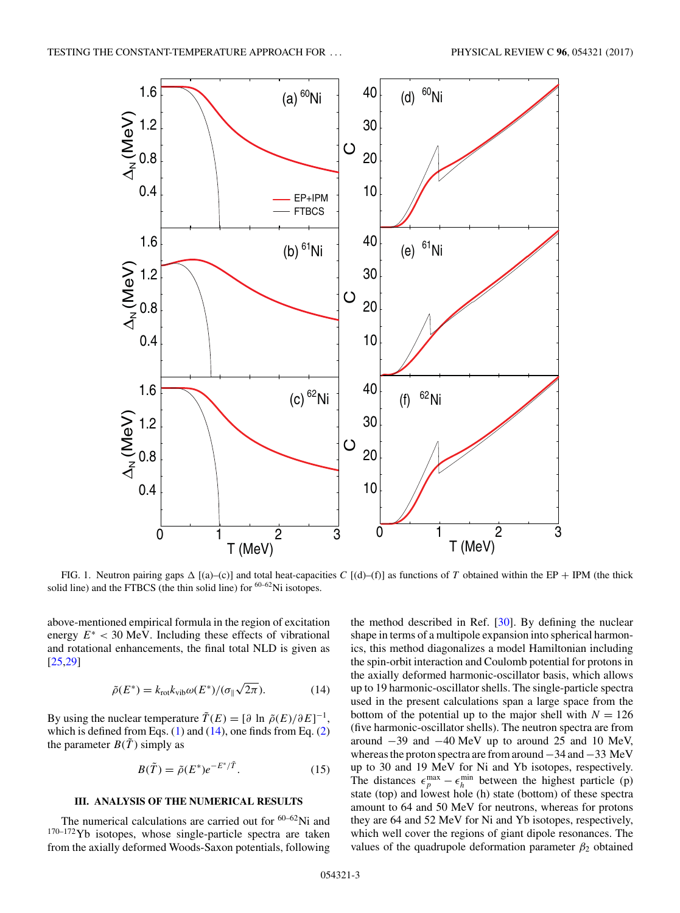FIG. 1. Neutron pairing gaps Δ [(a)–(c)] and total heat-capacities $C$ [(d)–(f)] as functions of $T$ obtained within the EP + IPM (the thick solid line) and the FTBCS (the thin solid line) for $^{60-62}$Ni isotopes.

above-mentioned empirical formula in the region of excitation energy $E^* < 30$ MeV. Including these effects of vibrational and rotational enhancements, the final total NLD is given as [25,29]

$$\tilde{\rho}(E^*) = k_{\rm rot} k_{\rm vib} \omega(E^*)/(\sigma_\parallel \sqrt{2\pi}). \tag{14}$$

By using the nuclear temperature $\tilde{T}(E) = [\partial \ln \tilde{\rho}(E)/\partial E]^{-1}$, which is defined from Eqs. (1) and (14), one finds from Eq. (2) the parameter $B(\tilde{T})$ simply as

$$B(\tilde{T}) = \tilde{\rho}(E^*) e^{-E^*/\tilde{T}}. \tag{15}$$

## III. ANALYSIS OF THE NUMERICAL RESULTS

The numerical calculations are carried out for $^{60-62}$Ni and $^{170-172}$Yb isotopes, whose single-particle spectra are taken from the axially deformed Woods-Saxon potentials, following the method described in Ref. [30]. By defining the nuclear shape in terms of a multipole expansion into spherical harmonics, this method diagonalizes a model Hamiltonian including the spin-orbit interaction and Coulomb potential for protons in the axially deformed harmonic-oscillator basis, which allows up to 19 harmonic-oscillator shells. The single-particle spectra used in the present calculations span a large space from the bottom of the potential up to the major shell with $N = 126$ (five harmonic-oscillator shells). The neutron spectra are from around $-39$ and $-40$ MeV up to around 25 and 10 MeV, whereas the proton spectra are from around $-34$ and $-33$ MeV up to 30 and 19 MeV for Ni and Yb isotopes, respectively. The distances $\epsilon_p^{\rm max} - \epsilon_h^{\rm min}$ between the highest particle (p) state (top) and lowest hole (h) state (bottom) of these spectra amount to 64 and 50 MeV for neutrons, whereas for protons they are 64 and 52 MeV for Ni and Yb isotopes, respectively, which well cover the regions of giant dipole resonances. The values of the quadrupole deformation parameter $\beta_2$ obtained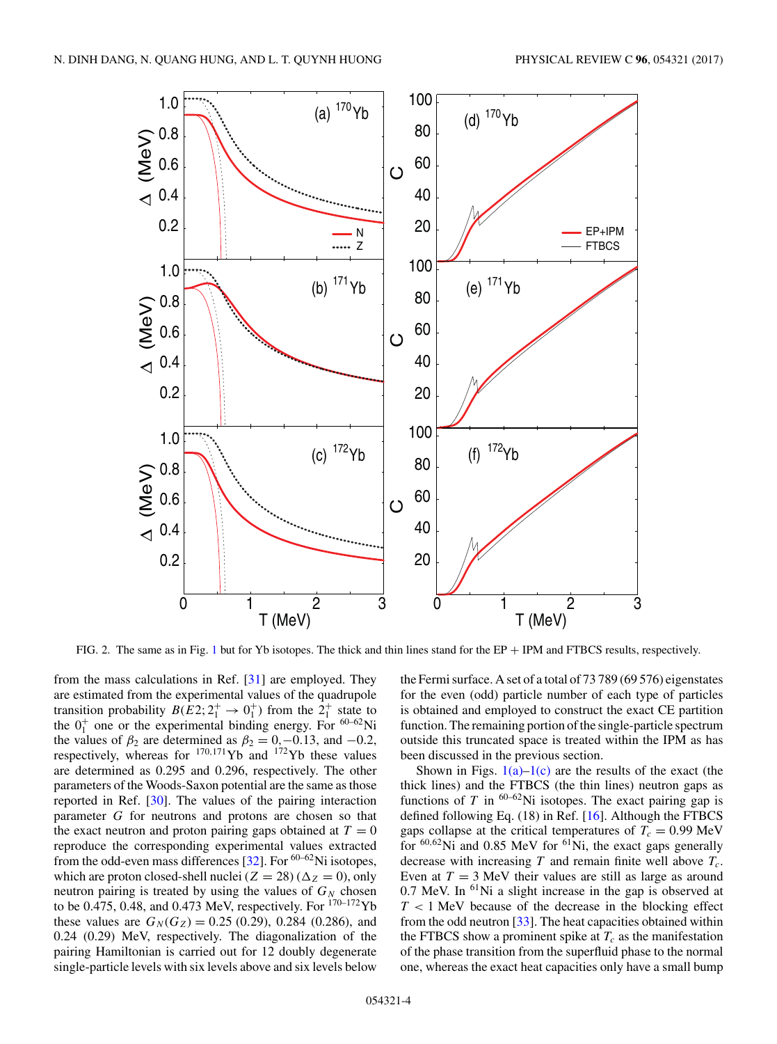FIG. 2. The same as in Fig. 1 but for Yb isotopes. The thick and thin lines stand for the EP + IPM and FTBCS results, respectively.

from the mass calculations in Ref. [31] are employed. They are estimated from the experimental values of the quadrupole transition probability $B(E2; 2_1^+ \rightarrow 0_1^+)$ from the $2_1^+$ state to the $0_1^+$ one or the experimental binding energy. For $^{60-62}$Ni the values of $\beta_2$ are determined as $\beta_2 = 0, -0.13$, and $-0.2$, respectively, whereas for $^{170,171}$Yb and $^{172}$Yb these values are determined as 0.295 and 0.296, respectively. The other parameters of the Woods-Saxon potential are the same as those reported in Ref. [30]. The values of the pairing interaction parameter $G$ for neutrons and protons are chosen so that the exact neutron and proton pairing gaps obtained at $T = 0$ reproduce the corresponding experimental values extracted from the odd-even mass differences [32]. For $^{60-62}$Ni isotopes, which are proton closed-shell nuclei ($Z = 28$) ($\Delta_Z = 0$), only neutron pairing is treated by using the values of $G_N$ chosen to be 0.475, 0.48, and 0.473 MeV, respectively. For $^{170-172}$Yb these values are $G_N(G_Z) = 0.25$ (0.29), 0.284 (0.286), and 0.24 (0.29) MeV, respectively. The diagonalization of the pairing Hamiltonian is carried out for 12 doubly degenerate single-particle levels with six levels above and six levels below the Fermi surface. A set of a total of 73 789 (69 576) eigenstates for the even (odd) particle number of each type of particles is obtained and employed to construct the exact CE partition function. The remaining portion of the single-particle spectrum outside this truncated space is treated within the IPM as has been discussed in the previous section.

Shown in Figs. 1(a)–1(c) are the results of the exact (the thick lines) and the FTBCS (the thin lines) neutron gaps as functions of $T$ in $^{60-62}$Ni isotopes. The exact pairing gap is defined following Eq. (18) in Ref. [16]. Although the FTBCS gaps collapse at the critical temperatures of $T_c = 0.99$ MeV for $^{60,62}$Ni and 0.85 MeV for $^{61}$Ni, the exact gaps generally decrease with increasing $T$ and remain finite well above $T_c$. Even at $T = 3$ MeV their values are still as large as around 0.7 MeV. In $^{61}$Ni a slight increase in the gap is observed at $T < 1$ MeV because of the decrease in the blocking effect from the odd neutron [33]. The heat capacities obtained within the FTBCS show a prominent spike at $T_c$ as the manifestation of the phase transition from the superfluid phase to the normal one, whereas the exact heat capacities only have a small bump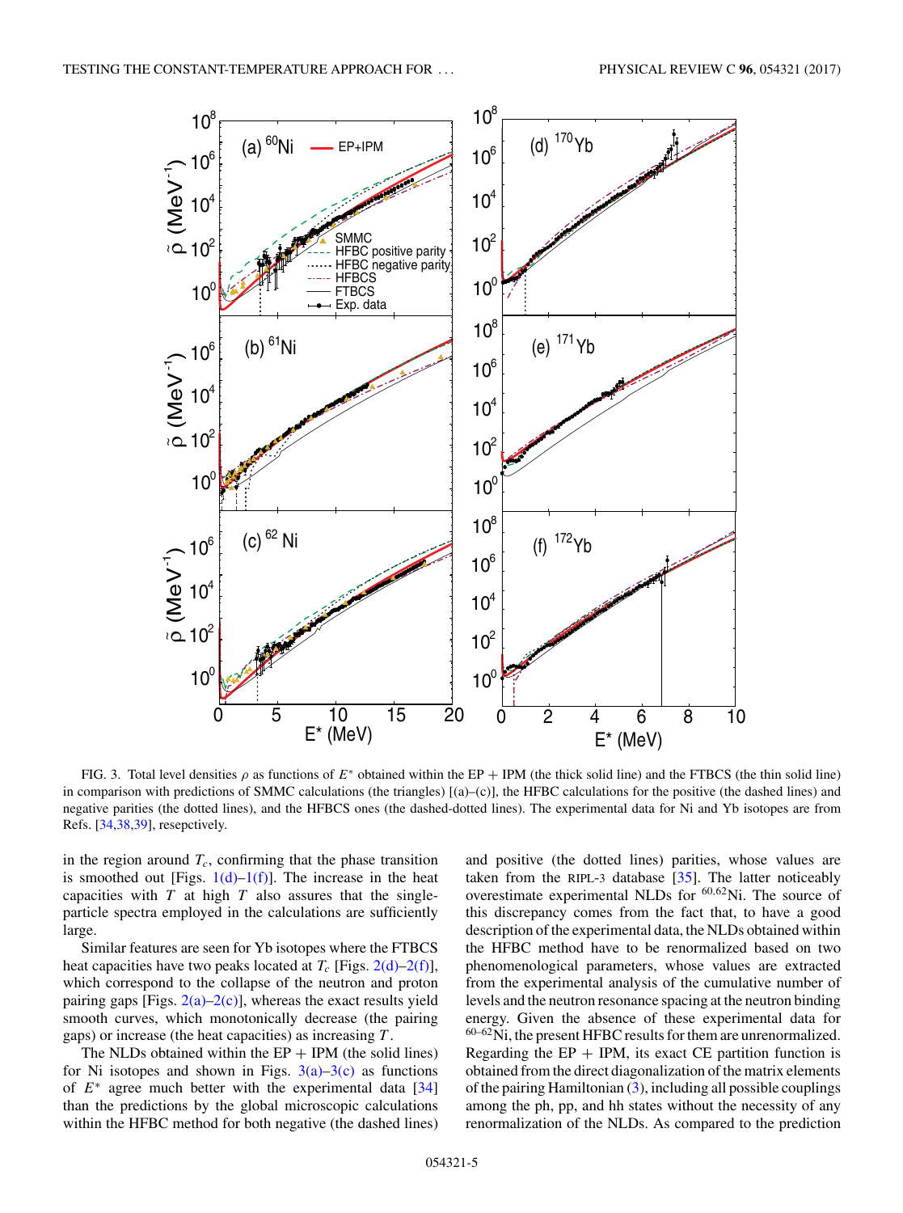FIG. 3. Total level densities $\rho$ as functions of $E^*$ obtained within the EP + IPM (the thick solid line) and the FTBCS (the thin solid line) in comparison with predictions of SMMC calculations (the triangles) [(a)–(c)], the HFBC calculations for the positive (the dashed lines) and negative parities (the dotted lines), and the HFBCS ones (the dashed-dotted lines). The experimental data for Ni and Yb isotopes are from Refs. [34,38,39], resepctively.

in the region around $T_c$, confirming that the phase transition is smoothed out [Figs. 1(d)–1(f)]. The increase in the heat capacities with $T$ at high $T$ also assures that the single-particle spectra employed in the calculations are sufficiently large.

Similar features are seen for Yb isotopes where the FTBCS heat capacities have two peaks located at $T_c$ [Figs. 2(d)–2(f)], which correspond to the collapse of the neutron and proton pairing gaps [Figs. 2(a)–2(c)], whereas the exact results yield smooth curves, which monotonically decrease (the pairing gaps) or increase (the heat capacities) as increasing $T$.

The NLDs obtained within the EP + IPM (the solid lines) for Ni isotopes and shown in Figs. 3(a)–3(c) as functions of $E^*$ agree much better with the experimental data [34] than the predictions by the global microscopic calculations within the HFBC method for both negative (the dashed lines) and positive (the dotted lines) parities, whose values are taken from the RIPL-3 database [35]. The latter noticeably overestimate experimental NLDs for $^{60,62}$Ni. The source of this discrepancy comes from the fact that, to have a good description of the experimental data, the NLDs obtained within the HFBC method have to be renormalized based on two phenomenological parameters, whose values are extracted from the experimental analysis of the cumulative number of levels and the neutron resonance spacing at the neutron binding energy. Given the absence of these experimental data for $^{60–62}$Ni, the present HFBC results for them are unrenormalized. Regarding the EP + IPM, its exact CE partition function is obtained from the direct diagonalization of the matrix elements of the pairing Hamiltonian (3), including all possible couplings among the ph, pp, and hh states without the necessity of any renormalization of the NLDs. As compared to the prediction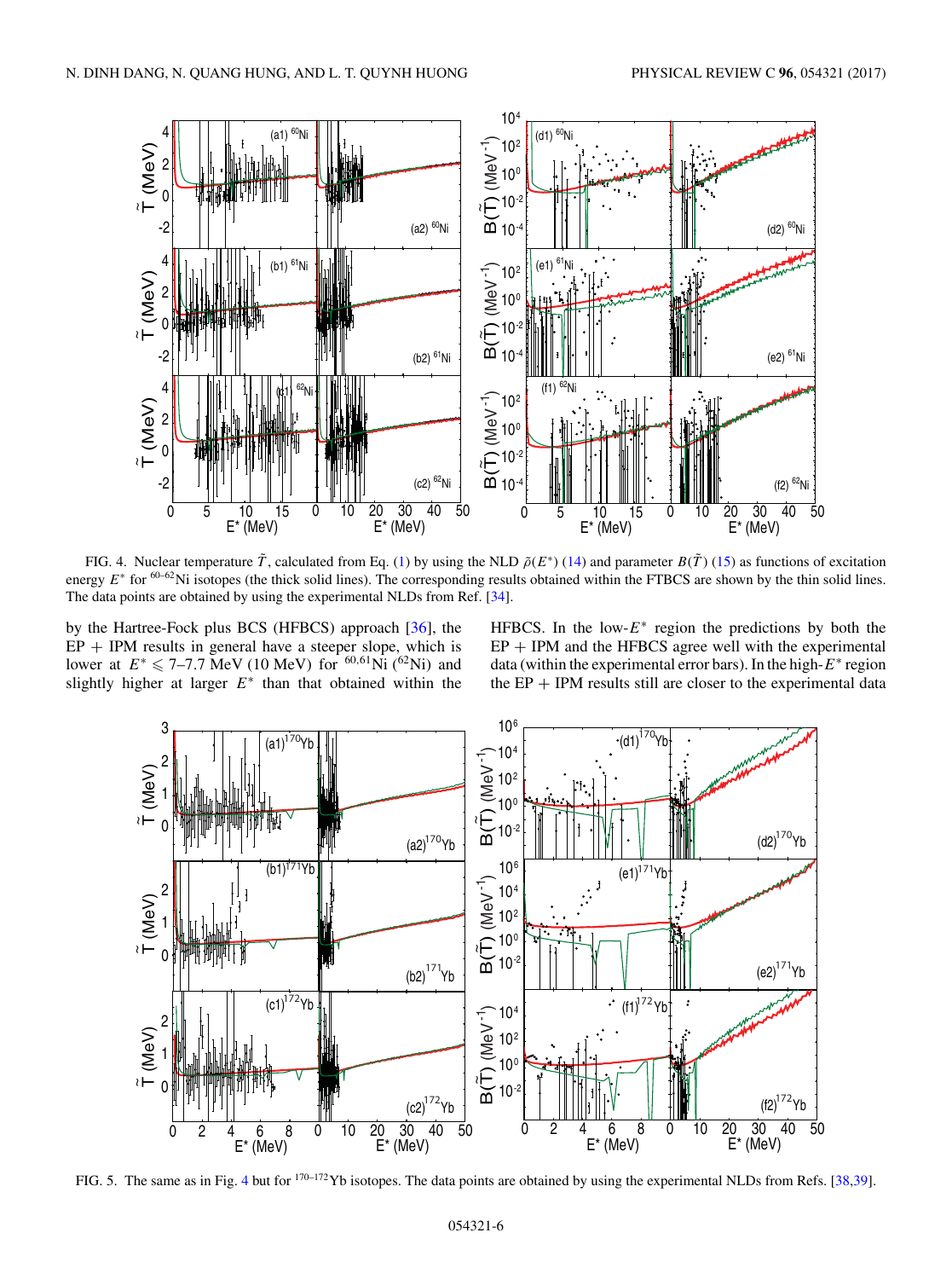FIG. 4. Nuclear temperature $\tilde{T}$, calculated from Eq. (1) by using the NLD $\tilde{\rho}(E^*)$ (14) and parameter $B(\tilde{T})$ (15) as functions of excitation energy $E^*$ for $^{60-62}$Ni isotopes (the thick solid lines). The corresponding results obtained within the FTBCS are shown by the thin solid lines. The data points are obtained by using the experimental NLDs from Ref. [34].

by the Hartree-Fock plus BCS (HFBCS) approach [36], the EP + IPM results in general have a steeper slope, which is lower at $E^* \leqslant$ 7–7.7 MeV (10 MeV) for $^{60,61}$Ni ($^{62}$Ni) and slightly higher at larger $E^*$ than that obtained within the HFBCS. In the low-$E^*$ region the predictions by both the EP + IPM and the HFBCS agree well with the experimental data (within the experimental error bars). In the high-$E^*$ region the EP + IPM results still are closer to the experimental data

FIG. 5. The same as in Fig. 4 but for $^{170-172}$Yb isotopes. The data points are obtained by using the experimental NLDs from Refs. [38,39].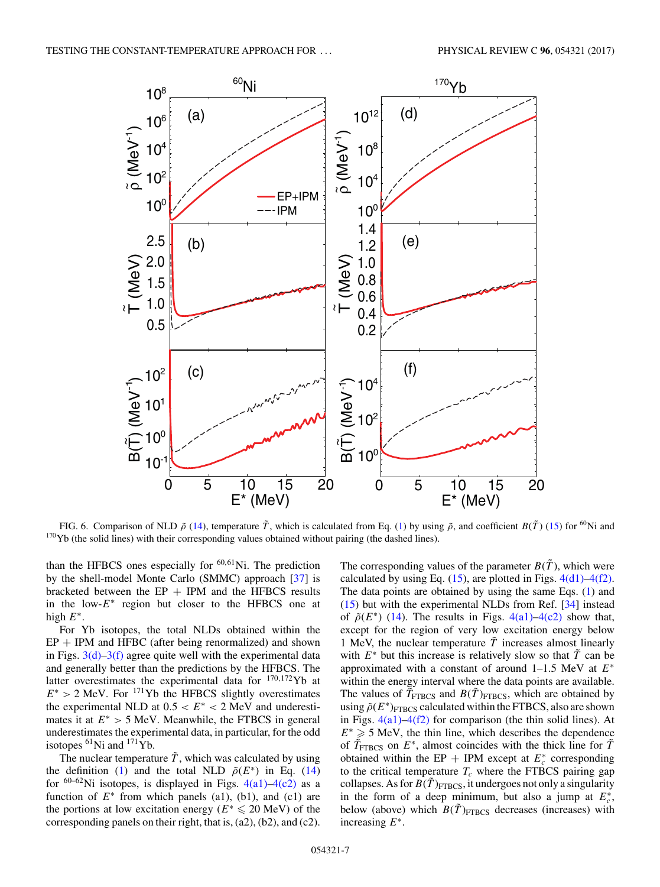FIG. 6. Comparison of NLD $\tilde{\rho}$ (14), temperature $\tilde{T}$, which is calculated from Eq. (1) by using $\tilde{\rho}$, and coefficient $B(\tilde{T})$ (15) for $^{60}$Ni and $^{170}$Yb (the solid lines) with their corresponding values obtained without pairing (the dashed lines).

than the HFBCS ones especially for $^{60,61}$Ni. The prediction by the shell-model Monte Carlo (SMMC) approach [37] is bracketed between the EP + IPM and the HFBCS results in the low-$E^*$ region but closer to the HFBCS one at high $E^*$.

For Yb isotopes, the total NLDs obtained within the EP + IPM and HFBC (after being renormalized) and shown in Figs. 3(d)–3(f) agree quite well with the experimental data and generally better than the predictions by the HFBCS. The latter overestimates the experimental data for $^{170,172}$Yb at $E^* > 2$ MeV. For $^{171}$Yb the HFBCS slightly overestimates the experimental NLD at $0.5 < E^* < 2$ MeV and underestimates it at $E^* > 5$ MeV. Meanwhile, the FTBCS in general underestimates the experimental data, in particular, for the odd isotopes $^{61}$Ni and $^{171}$Yb.

The nuclear temperature $\tilde{T}$, which was calculated by using the definition (1) and the total NLD $\tilde{\rho}(E^*)$ in Eq. (14) for $^{60-62}$Ni isotopes, is displayed in Figs. 4(a1)–4(c2) as a function of $E^*$ from which panels (a1), (b1), and (c1) are the portions at low excitation energy ($E^* \leqslant 20$ MeV) of the corresponding panels on their right, that is, (a2), (b2), and (c2). The corresponding values of the parameter $B(\tilde{T})$, which were calculated by using Eq. (15), are plotted in Figs. 4(d1)–4(f2). The data points are obtained by using the same Eqs. (1) and (15) but with the experimental NLDs from Ref. [34] instead of $\tilde{\rho}(E^*)$ (14). The results in Figs. 4(a1)–4(c2) show that, except for the region of very low excitation energy below 1 MeV, the nuclear temperature $\tilde{T}$ increases almost linearly with $E^*$ but this increase is relatively slow so that $\tilde{T}$ can be approximated with a constant of around 1–1.5 MeV at $E^*$ within the energy interval where the data points are available. The values of $\tilde{T}_{\rm FTBCS}$ and $B(\tilde{T})_{\rm FTBCS}$, which are obtained by using $\tilde{\rho}(E^*)_{\rm FTBCS}$ calculated within the FTBCS, also are shown in Figs. 4(a1)–4(f2) for comparison (the thin solid lines). At $E^* \geqslant 5$ MeV, the thin line, which describes the dependence of $\tilde{T}_{\rm FTBCS}$ on $E^*$, almost coincides with the thick line for $\tilde{T}$ obtained within the EP + IPM except at $E^*_c$ corresponding to the critical temperature $T_c$ where the FTBCS pairing gap collapses. As for $B(\tilde{T})_{\rm FTBCS}$, it undergoes not only a singularity in the form of a deep minimum, but also a jump at $E^*_c$, below (above) which $B(\tilde{T})_{\rm FTBCS}$ decreases (increases) with increasing $E^*$.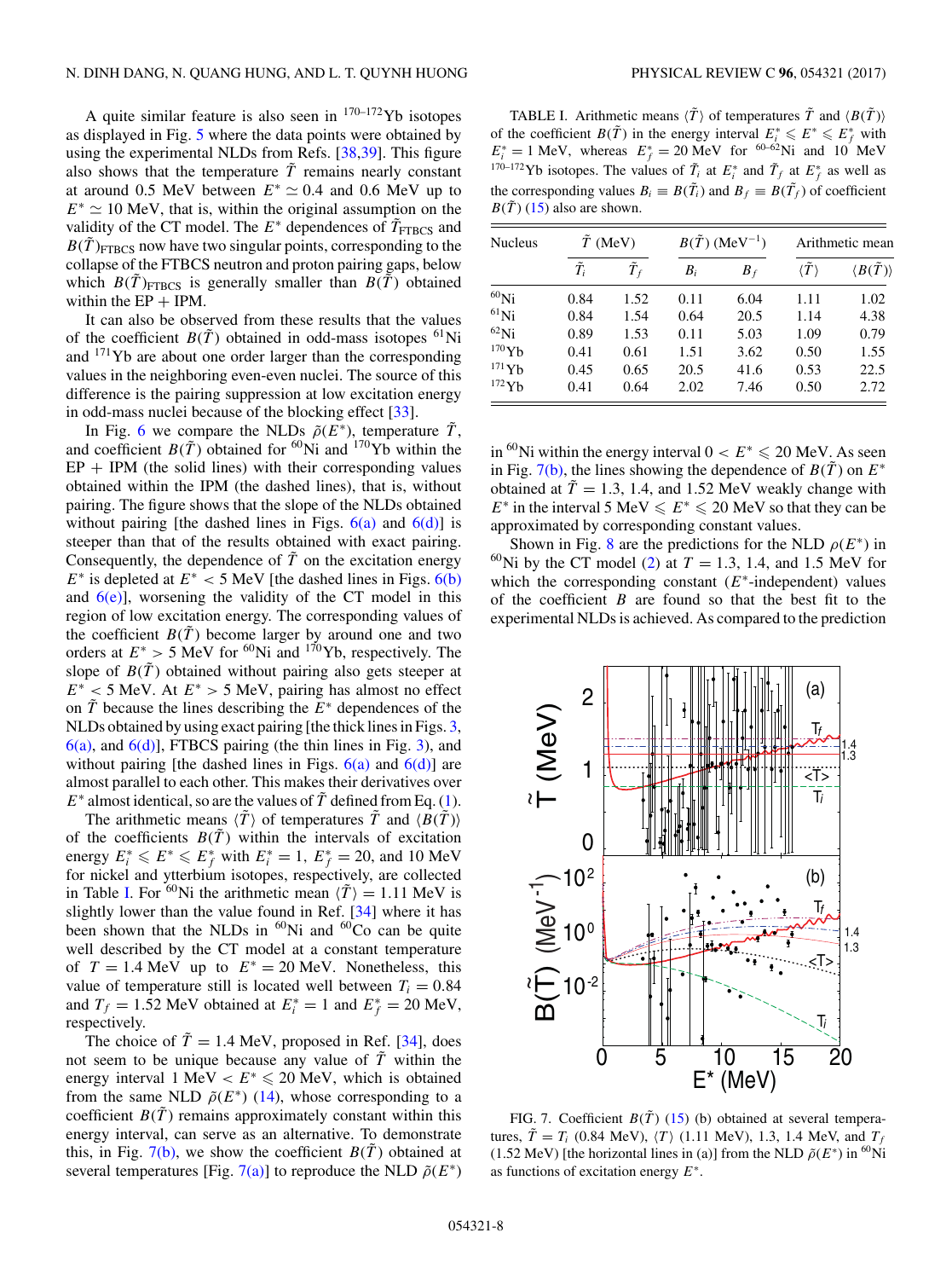A quite similar feature is also seen in $^{170-172}$Yb isotopes as displayed in Fig. 5 where the data points were obtained by using the experimental NLDs from Refs. [38,39]. This figure also shows that the temperature $\tilde{T}$ remains nearly constant at around 0.5 MeV between $E^* \simeq 0.4$ and 0.6 MeV up to $E^* \simeq 10$ MeV, that is, within the original assumption on the validity of the CT model. The $E^*$ dependences of $\tilde{T}_{\rm FTBCS}$ and $B(\tilde{T})_{\rm FTBCS}$ now have two singular points, corresponding to the collapse of the FTBCS neutron and proton pairing gaps, below which $B(\tilde{T})_{\rm FTBCS}$ is generally smaller than $B(\tilde{T})$ obtained within the EP + IPM.

It can also be observed from these results that the values of the coefficient $B(\tilde{T})$ obtained in odd-mass isotopes $^{61}$Ni and $^{171}$Yb are about one order larger than the corresponding values in the neighboring even-even nuclei. The source of this difference is the pairing suppression at low excitation energy in odd-mass nuclei because of the blocking effect [33].

In Fig. 6 we compare the NLDs $\tilde{\rho}(E^*)$, temperature $\tilde{T}$, and coefficient $B(\tilde{T})$ obtained for $^{60}$Ni and $^{170}$Yb within the EP + IPM (the solid lines) with their corresponding values obtained within the IPM (the dashed lines), that is, without pairing. The figure shows that the slope of the NLDs obtained without pairing [the dashed lines in Figs. 6(a) and 6(d)] is steeper than that of the results obtained with exact pairing. Consequently, the dependence of $\tilde{T}$ on the excitation energy $E^*$ is depleted at $E^* < 5$ MeV [the dashed lines in Figs. 6(b) and 6(e)], worsening the validity of the CT model in this region of low excitation energy. The corresponding values of the coefficient $B(\tilde{T})$ become larger by around one and two orders at $E^* > 5$ MeV for $^{60}$Ni and $^{170}$Yb, respectively. The slope of $B(\tilde{T})$ obtained without pairing also gets steeper at $E^* < 5$ MeV. At $E^* > 5$ MeV, pairing has almost no effect on $\tilde{T}$ because the lines describing the $E^*$ dependences of the NLDs obtained by using exact pairing [the thick lines in Figs. 3, 6(a), and 6(d)], FTBCS pairing (the thin lines in Fig. 3), and without pairing [the dashed lines in Figs. 6(a) and 6(d)] are almost parallel to each other. This makes their derivatives over $E^*$ almost identical, so are the values of $\tilde{T}$ defined from Eq. (1).

The arithmetic means $\langle\tilde{T}\rangle$ of temperatures $\tilde{T}$ and $\langle B(\tilde{T})\rangle$ of the coefficients $B(\tilde{T})$ within the intervals of excitation energy $E_i^* \leqslant E^* \leqslant E_f^*$ with $E_i^* = 1$, $E_f^* = 20$, and 10 MeV for nickel and ytterbium isotopes, respectively, are collected in Table I. For $^{60}$Ni the arithmetic mean $\langle\tilde{T}\rangle = 1.11$ MeV is slightly lower than the value found in Ref. [34] where it has been shown that the NLDs in $^{60}$Ni and $^{60}$Co can be quite well described by the CT model at a constant temperature of $T = 1.4$ MeV up to $E^* = 20$ MeV. Nonetheless, this value of temperature still is located well between $T_i = 0.84$ and $T_f = 1.52$ MeV obtained at $E_i^* = 1$ and $E_f^* = 20$ MeV, respectively.

The choice of $\tilde{T} = 1.4$ MeV, proposed in Ref. [34], does not seem to be unique because any value of $\tilde{T}$ within the energy interval 1 MeV $< E^* \leqslant 20$ MeV, which is obtained from the same NLD $\tilde{\rho}(E^*)$ (14), whose corresponding to a coefficient $B(\tilde{T})$ remains approximately constant within this energy interval, can serve as an alternative. To demonstrate this, in Fig. 7(b), we show the coefficient $B(\tilde{T})$ obtained at several temperatures [Fig. 7(a)] to reproduce the NLD $\tilde{\rho}(E^*)$ in $^{60}$Ni within the energy interval $0 < E^* \leqslant 20$ MeV. As seen in Fig. 7(b), the lines showing the dependence of $B(\tilde{T})$ on $E^*$ obtained at $\tilde{T} = 1.3$, 1.4, and 1.52 MeV weakly change with $E^*$ in the interval 5 MeV $\leqslant E^* \leqslant 20$ MeV so that they can be approximated by corresponding constant values.

Shown in Fig. 8 are the predictions for the NLD $\rho(E^*)$ in $^{60}$Ni by the CT model (2) at $T = 1.3$, 1.4, and 1.5 MeV for which the corresponding constant ($E^*$-independent) values of the coefficient $B$ are found so that the best fit to the experimental NLDs is achieved. As compared to the prediction

TABLE I. Arithmetic means $\langle\tilde{T}\rangle$ of temperatures $\tilde{T}$ and $\langle B(\tilde{T})\rangle$ of the coefficient $B(\tilde{T})$ in the energy interval $E_i^* \leqslant E^* \leqslant E_f^*$ with $E_i^* = 1$ MeV, whereas $E_f^* = 20$ MeV for $^{60-62}$Ni and 10 MeV $^{170-172}$Yb isotopes. The values of $\tilde{T}_i$ at $E_i^*$ and $\tilde{T}_f$ at $E_f^*$ as well as the corresponding values $B_i \equiv B(\tilde{T}_i)$ and $B_f \equiv B(\tilde{T}_f)$ of coefficient $B(\tilde{T})$ (15) also are shown.

| Nucleus | $\tilde{T}$ (MeV) | | $B(\tilde{T})$ (MeV$^{-1}$) | | Arithmetic mean | |
|---|---|---|---|---|---|---|
| | $\tilde{T}_i$ | $\tilde{T}_f$ | $B_i$ | $B_f$ | $\langle\tilde{T}\rangle$ | $\langle B(\tilde{T})\rangle$ |
| $^{60}$Ni | 0.84 | 1.52 | 0.11 | 6.04 | 1.11 | 1.02 |
| $^{61}$Ni | 0.84 | 1.54 | 0.64 | 20.5 | 1.14 | 4.38 |
| $^{62}$Ni | 0.89 | 1.53 | 0.11 | 5.03 | 1.09 | 0.79 |
| $^{170}$Yb | 0.41 | 0.61 | 1.51 | 3.62 | 0.50 | 1.55 |
| $^{171}$Yb | 0.45 | 0.65 | 20.5 | 41.6 | 0.53 | 22.5 |
| $^{172}$Yb | 0.41 | 0.64 | 2.02 | 7.46 | 0.50 | 2.72 |

FIG. 7. Coefficient $B(\tilde{T})$ (15) (b) obtained at several temperatures, $\tilde{T} = T_i$ (0.84 MeV), $\langle T\rangle$ (1.11 MeV), 1.3, 1.4 MeV, and $T_f$ (1.52 MeV) [the horizontal lines in (a)] from the NLD $\tilde{\rho}(E^*)$ in $^{60}$Ni as functions of excitation energy $E^*$.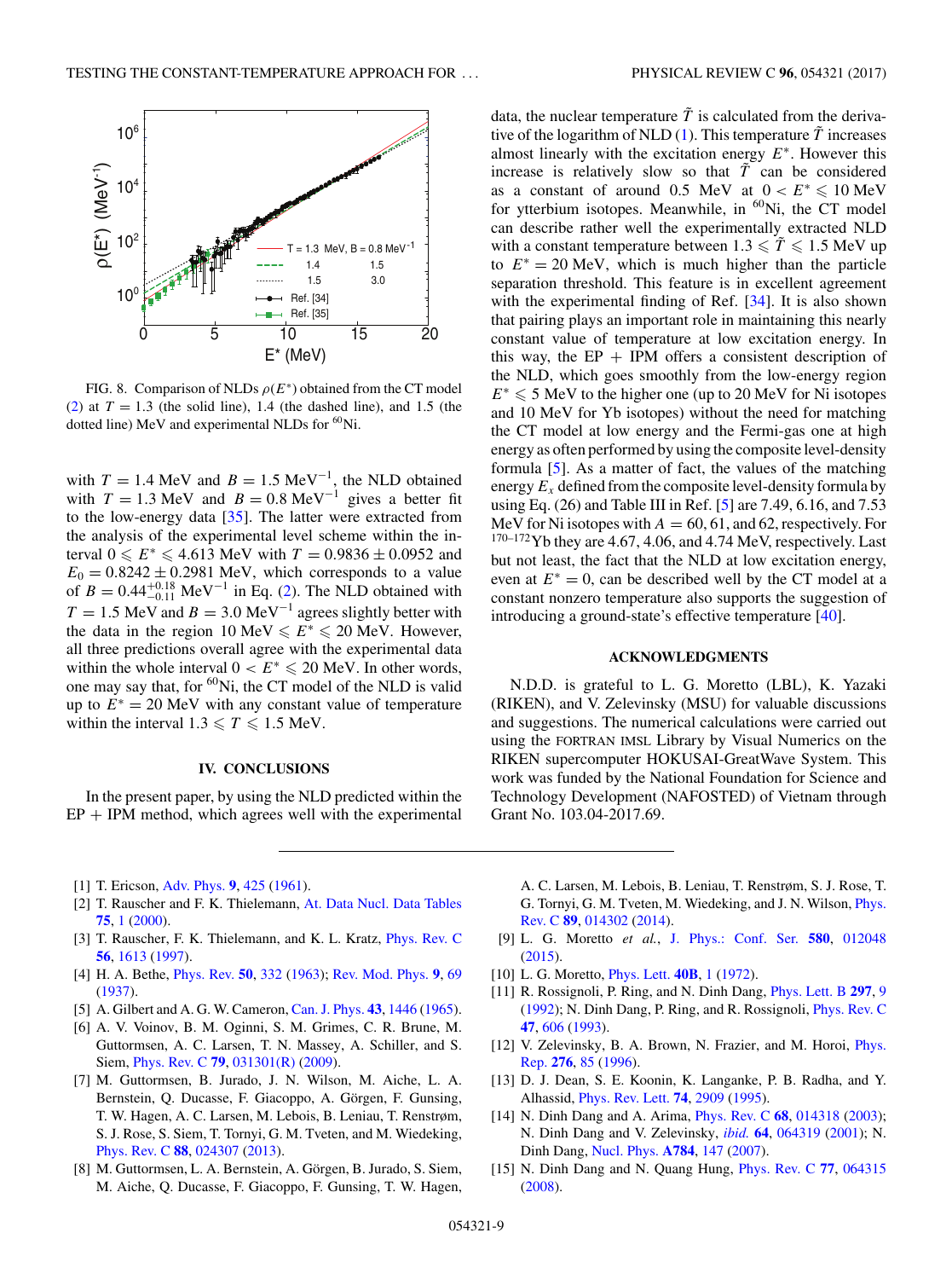FIG. 8. Comparison of NLDs $\rho(E^*)$ obtained from the CT model (2) at $T = 1.3$ (the solid line), 1.4 (the dashed line), and 1.5 (the dotted line) MeV and experimental NLDs for $^{60}$Ni.

with $T = 1.4$ MeV and $B = 1.5$ MeV$^{-1}$, the NLD obtained with $T = 1.3$ MeV and $B = 0.8$ MeV$^{-1}$ gives a better fit to the low-energy data [35]. The latter were extracted from the analysis of the experimental level scheme within the interval $0 \leqslant E^* \leqslant 4.613$ MeV with $T = 0.9836 \pm 0.0952$ and $E_0 = 0.8242 \pm 0.2981$ MeV, which corresponds to a value of $B = 0.44^{+0.18}_{-0.11}$ MeV$^{-1}$ in Eq. (2). The NLD obtained with $T = 1.5$ MeV and $B = 3.0$ MeV$^{-1}$ agrees slightly better with the data in the region 10 MeV $\leqslant E^* \leqslant$ 20 MeV. However, all three predictions overall agree with the experimental data within the whole interval $0 < E^* \leqslant 20$ MeV. In other words, one may say that, for $^{60}$Ni, the CT model of the NLD is valid up to $E^* = 20$ MeV with any constant value of temperature within the interval $1.3 \leqslant T \leqslant 1.5$ MeV.

## IV. CONCLUSIONS

In the present paper, by using the NLD predicted within the EP + IPM method, which agrees well with the experimental data, the nuclear temperature $\tilde{T}$ is calculated from the derivative of the logarithm of NLD (1). This temperature $\tilde{T}$ increases almost linearly with the excitation energy $E^*$. However this increase is relatively slow so that $\tilde{T}$ can be considered as a constant of around 0.5 MeV at $0 < E^* \leqslant 10$ MeV for ytterbium isotopes. Meanwhile, in $^{60}$Ni, the CT model can describe rather well the experimentally extracted NLD with a constant temperature between $1.3 \leqslant \tilde{T} \leqslant 1.5$ MeV up to $E^* = 20$ MeV, which is much higher than the particle separation threshold. This feature is in excellent agreement with the experimental finding of Ref. [34]. It is also shown that pairing plays an important role in maintaining this nearly constant value of temperature at low excitation energy. In this way, the EP + IPM offers a consistent description of the NLD, which goes smoothly from the low-energy region $E^* \leqslant 5$ MeV to the higher one (up to 20 MeV for Ni isotopes and 10 MeV for Yb isotopes) without the need for matching the CT model at low energy and the Fermi-gas one at high energy as often performed by using the composite level-density formula [5]. As a matter of fact, the values of the matching energy $E_x$ defined from the composite level-density formula by using Eq. (26) and Table III in Ref. [5] are 7.49, 6.16, and 7.53 MeV for Ni isotopes with $A = 60, 61$, and 62, respectively. For $^{170-172}$Yb they are 4.67, 4.06, and 4.74 MeV, respectively. Last but not least, the fact that the NLD at low excitation energy, even at $E^* = 0$, can be described well by the CT model at a constant nonzero temperature also supports the suggestion of introducing a ground-state's effective temperature [40].

## ACKNOWLEDGMENTS

N.D.D. is grateful to L. G. Moretto (LBL), K. Yazaki (RIKEN), and V. Zelevinsky (MSU) for valuable discussions and suggestions. The numerical calculations were carried out using the FORTRAN IMSL Library by Visual Numerics on the RIKEN supercomputer HOKUSAI-GreatWave System. This work was funded by the National Foundation for Science and Technology Development (NAFOSTED) of Vietnam through Grant No. 103.04-2017.69.

---

[1] T. Ericson, Adv. Phys. **9**, 425 (1961).
[2] T. Rauscher and F. K. Thielemann, At. Data Nucl. Data Tables **75**, 1 (2000).
[3] T. Rauscher, F. K. Thielemann, and K. L. Kratz, Phys. Rev. C **56**, 1613 (1997).
[4] H. A. Bethe, Phys. Rev. **50**, 332 (1963); Rev. Mod. Phys. **9**, 69 (1937).
[5] A. Gilbert and A. G. W. Cameron, Can. J. Phys. **43**, 1446 (1965).
[6] A. V. Voinov, B. M. Oginni, S. M. Grimes, C. R. Brune, M. Guttormsen, A. C. Larsen, T. N. Massey, A. Schiller, and S. Siem, Phys. Rev. C **79**, 031301(R) (2009).
[7] M. Guttormsen, B. Jurado, J. N. Wilson, M. Aiche, L. A. Bernstein, Q. Ducasse, F. Giacoppo, A. Görgen, F. Gunsing, T. W. Hagen, A. C. Larsen, M. Lebois, B. Leniau, T. Renstrøm, S. J. Rose, S. Siem, T. Tornyi, G. M. Tveten, and M. Wiedeking, Phys. Rev. C **88**, 024307 (2013).
[8] M. Guttormsen, L. A. Bernstein, A. Görgen, B. Jurado, S. Siem, M. Aiche, Q. Ducasse, F. Giacoppo, F. Gunsing, T. W. Hagen, A. C. Larsen, M. Lebois, B. Leniau, T. Renstrøm, S. J. Rose, T. G. Tornyi, G. M. Tveten, M. Wiedeking, and J. N. Wilson, Phys. Rev. C **89**, 014302 (2014).
[9] L. G. Moretto *et al.*, J. Phys.: Conf. Ser. **580**, 012048 (2015).
[10] L. G. Moretto, Phys. Lett. **40B**, 1 (1972).
[11] R. Rossignoli, P. Ring, and N. Dinh Dang, Phys. Lett. B **297**, 9 (1992); N. Dinh Dang, P. Ring, and R. Rossignoli, Phys. Rev. C **47**, 606 (1993).
[12] V. Zelevinsky, B. A. Brown, N. Frazier, and M. Horoi, Phys. Rep. **276**, 85 (1996).
[13] D. J. Dean, S. E. Koonin, K. Langanke, P. B. Radha, and Y. Alhassid, Phys. Rev. Lett. **74**, 2909 (1995).
[14] N. Dinh Dang and A. Arima, Phys. Rev. C **68**, 014318 (2003); N. Dinh Dang and V. Zelevinsky, *ibid.* **64**, 064319 (2001); N. Dinh Dang, Nucl. Phys. **A784**, 147 (2007).
[15] N. Dinh Dang and N. Quang Hung, Phys. Rev. C **77**, 064315 (2008).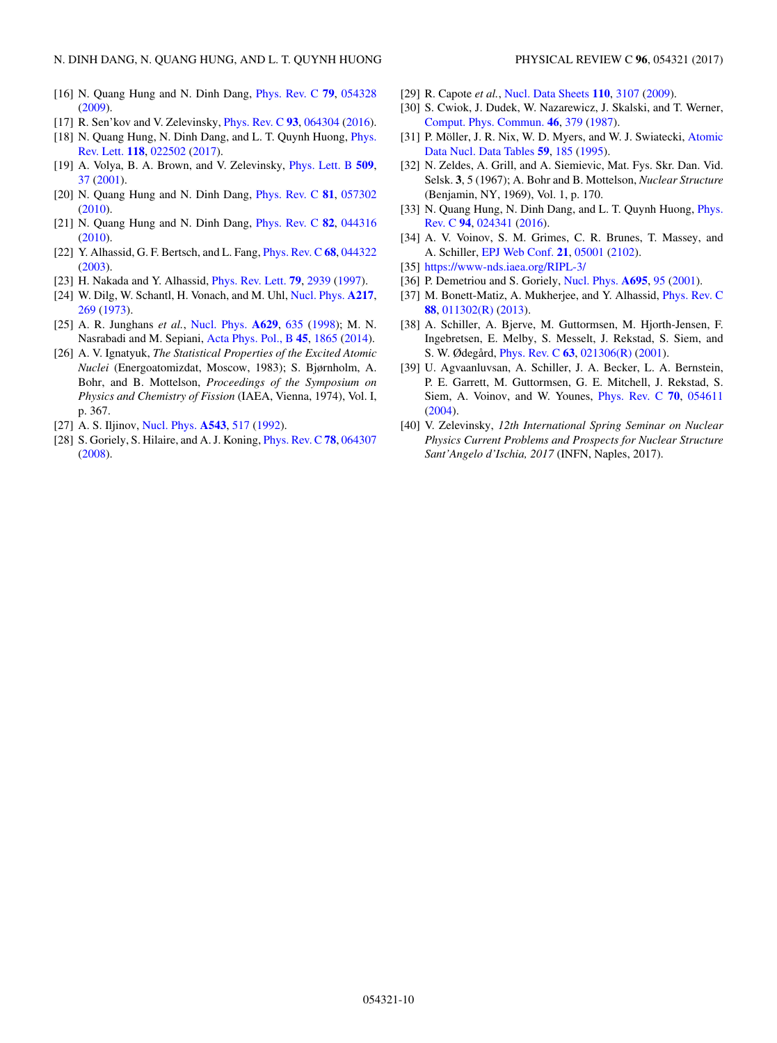[16] N. Quang Hung and N. Dinh Dang, Phys. Rev. C **79**, 054328 (2009).

[17] R. Sen'kov and V. Zelevinsky, Phys. Rev. C **93**, 064304 (2016).

[18] N. Quang Hung, N. Dinh Dang, and L. T. Quynh Huong, Phys. Rev. Lett. **118**, 022502 (2017).

[19] A. Volya, B. A. Brown, and V. Zelevinsky, Phys. Lett. B **509**, 37 (2001).

[20] N. Quang Hung and N. Dinh Dang, Phys. Rev. C **81**, 057302 (2010).

[21] N. Quang Hung and N. Dinh Dang, Phys. Rev. C **82**, 044316 (2010).

[22] Y. Alhassid, G. F. Bertsch, and L. Fang, Phys. Rev. C **68**, 044322 (2003).

[23] H. Nakada and Y. Alhassid, Phys. Rev. Lett. **79**, 2939 (1997).

[24] W. Dilg, W. Schantl, H. Vonach, and M. Uhl, Nucl. Phys. **A217**, 269 (1973).

[25] A. R. Junghans *et al.*, Nucl. Phys. **A629**, 635 (1998); M. N. Nasrabadi and M. Sepiani, Acta Phys. Pol., B **45**, 1865 (2014).

[26] A. V. Ignatyuk, *The Statistical Properties of the Excited Atomic Nuclei* (Energoatomizdat, Moscow, 1983); S. Bjørnholm, A. Bohr, and B. Mottelson, *Proceedings of the Symposium on Physics and Chemistry of Fission* (IAEA, Vienna, 1974), Vol. I, p. 367.

[27] A. S. Iljinov, Nucl. Phys. **A543**, 517 (1992).

[28] S. Goriely, S. Hilaire, and A. J. Koning, Phys. Rev. C **78**, 064307 (2008).

[29] R. Capote *et al.*, Nucl. Data Sheets **110**, 3107 (2009).

[30] S. Cwiok, J. Dudek, W. Nazarewicz, J. Skalski, and T. Werner, Comput. Phys. Commun. **46**, 379 (1987).

[31] P. Möller, J. R. Nix, W. D. Myers, and W. J. Swiatecki, Atomic Data Nucl. Data Tables **59**, 185 (1995).

[32] N. Zeldes, A. Grill, and A. Siemievic, Mat. Fys. Skr. Dan. Vid. Selsk. **3**, 5 (1967); A. Bohr and B. Mottelson, *Nuclear Structure* (Benjamin, NY, 1969), Vol. 1, p. 170.

[33] N. Quang Hung, N. Dinh Dang, and L. T. Quynh Huong, Phys. Rev. C **94**, 024341 (2016).

[34] A. V. Voinov, S. M. Grimes, C. R. Brunes, T. Massey, and A. Schiller, EPJ Web Conf. **21**, 05001 (2102).

[35] https://www-nds.iaea.org/RIPL-3/

[36] P. Demetriou and S. Goriely, Nucl. Phys. **A695**, 95 (2001).

[37] M. Bonett-Matiz, A. Mukherjee, and Y. Alhassid, Phys. Rev. C **88**, 011302(R) (2013).

[38] A. Schiller, A. Bjerve, M. Guttormsen, M. Hjorth-Jensen, F. Ingebretsen, E. Melby, S. Messelt, J. Rekstad, S. Siem, and S. W. Ødegård, Phys. Rev. C **63**, 021306(R) (2001).

[39] U. Agvaanluvsan, A. Schiller, J. A. Becker, L. A. Bernstein, P. E. Garrett, M. Guttormsen, G. E. Mitchell, J. Rekstad, S. Siem, A. Voinov, and W. Younes, Phys. Rev. C **70**, 054611 (2004).

[40] V. Zelevinsky, *12th International Spring Seminar on Nuclear Physics Current Problems and Prospects for Nuclear Structure Sant'Angelo d'Ischia, 2017* (INFN, Naples, 2017).